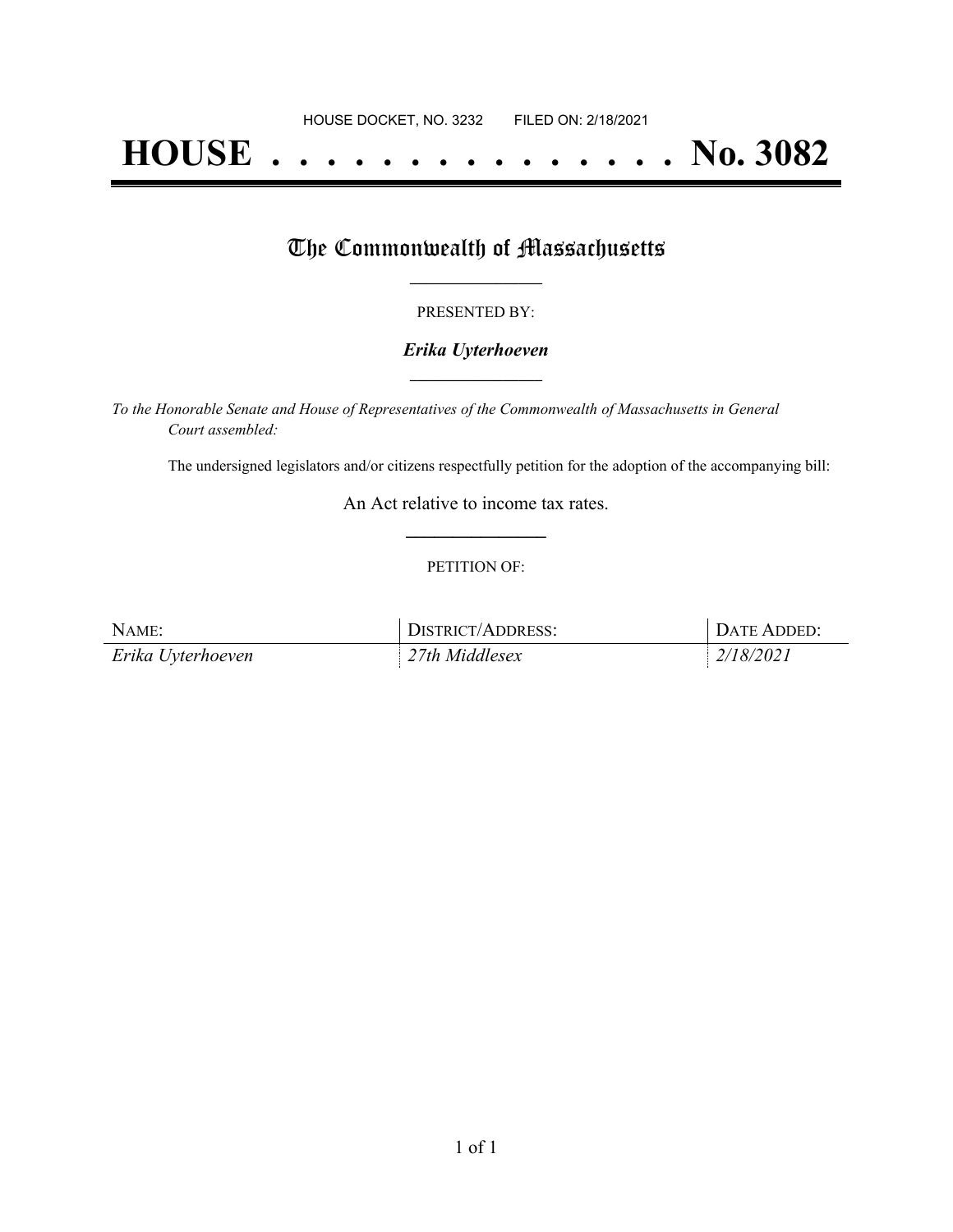HOUSE DOCKET, NO. 3232 FILED ON: 2/18/2021

# HOUSE . . . . . . . . . . . . . . . No. 3082

## The Commonwealth of Massachusetts

PRESENTED BY:

***Erika Uyterhoeven***

*To the Honorable Senate and House of Representatives of the Commonwealth of Massachusetts in General Court assembled:*

The undersigned legislators and/or citizens respectfully petition for the adoption of the accompanying bill:

An Act relative to income tax rates.

PETITION OF:

| NAME: | DISTRICT/ADDRESS: | DATE ADDED: |
|---|---|---|
| *Erika Uyterhoeven* | *27th Middlesex* | *2/18/2021* |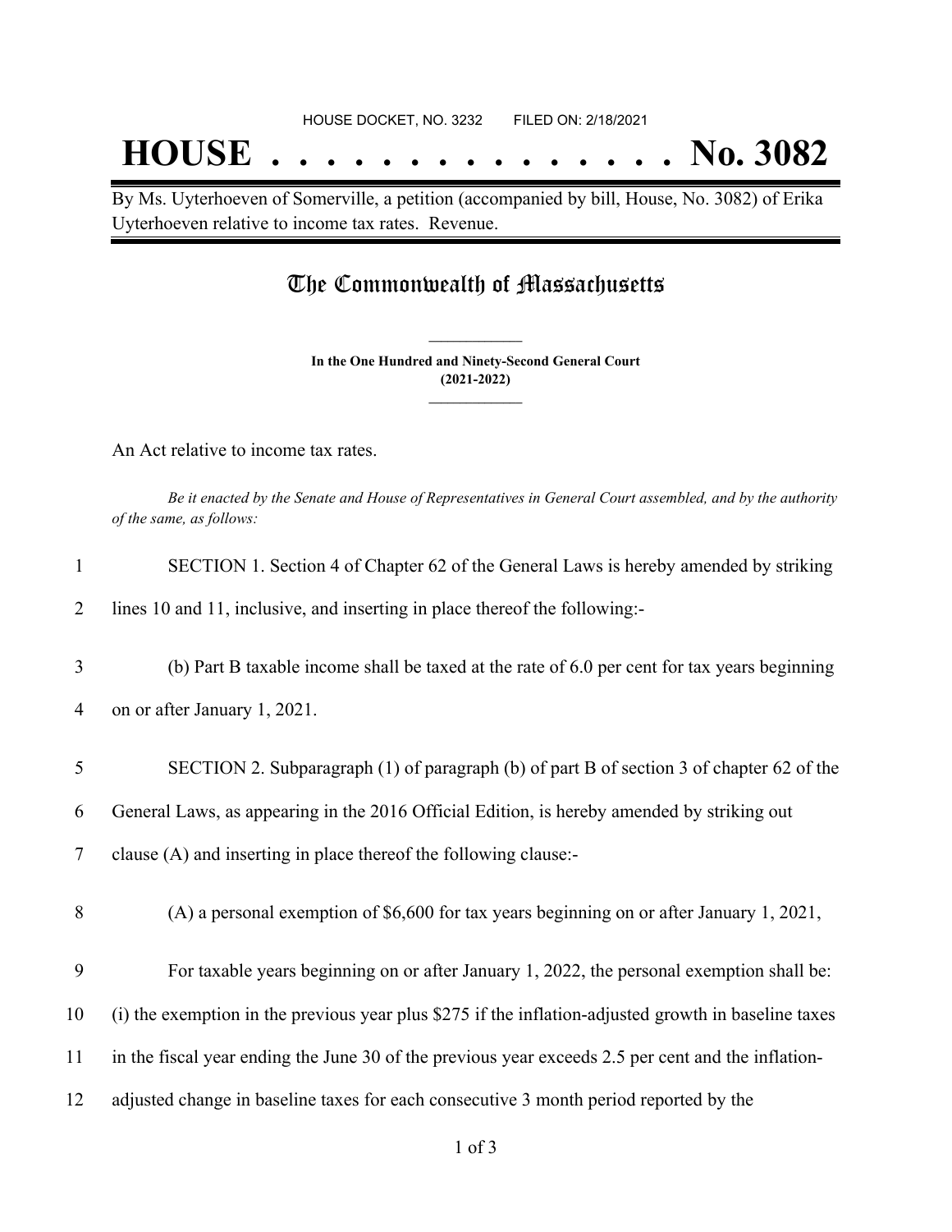HOUSE DOCKET, NO. 3232 FILED ON: 2/18/2021

# HOUSE . . . . . . . . . . . . . . . No. 3082

By Ms. Uyterhoeven of Somerville, a petition (accompanied by bill, House, No. 3082) of Erika Uyterhoeven relative to income tax rates. Revenue.

## The Commonwealth of Massachusetts

**In the One Hundred and Ninety-Second General Court**
**(2021-2022)**

An Act relative to income tax rates.

*Be it enacted by the Senate and House of Representatives in General Court assembled, and by the authority of the same, as follows:*

1 SECTION 1. Section 4 of Chapter 62 of the General Laws is hereby amended by striking
2 lines 10 and 11, inclusive, and inserting in place thereof the following:-

3 (b) Part B taxable income shall be taxed at the rate of 6.0 per cent for tax years beginning
4 on or after January 1, 2021.

5 SECTION 2. Subparagraph (1) of paragraph (b) of part B of section 3 of chapter 62 of the
6 General Laws, as appearing in the 2016 Official Edition, is hereby amended by striking out
7 clause (A) and inserting in place thereof the following clause:-

8 (A) a personal exemption of $6,600 for tax years beginning on or after January 1, 2021,

9 For taxable years beginning on or after January 1, 2022, the personal exemption shall be:
10 (i) the exemption in the previous year plus $275 if the inflation-adjusted growth in baseline taxes
11 in the fiscal year ending the June 30 of the previous year exceeds 2.5 per cent and the inflation-
12 adjusted change in baseline taxes for each consecutive 3 month period reported by the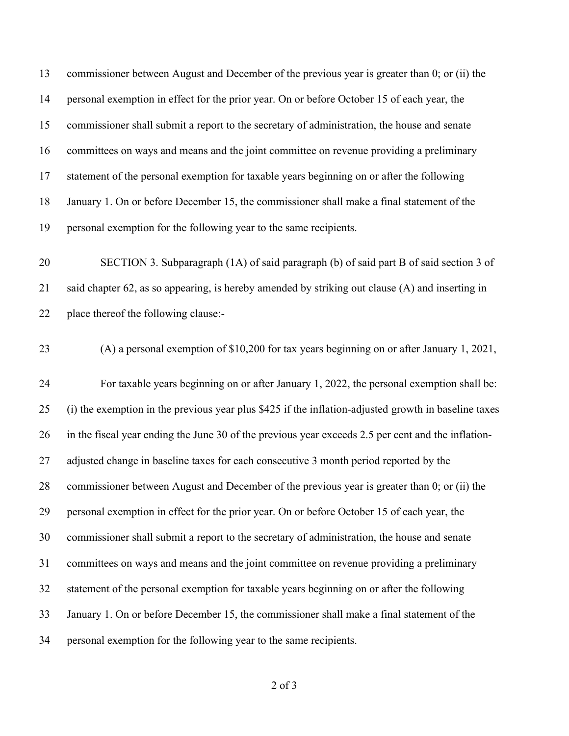commissioner between August and December of the previous year is greater than 0; or (ii) the personal exemption in effect for the prior year. On or before October 15 of each year, the commissioner shall submit a report to the secretary of administration, the house and senate committees on ways and means and the joint committee on revenue providing a preliminary statement of the personal exemption for taxable years beginning on or after the following January 1. On or before December 15, the commissioner shall make a final statement of the personal exemption for the following year to the same recipients.

SECTION 3. Subparagraph (1A) of said paragraph (b) of said part B of said section 3 of said chapter 62, as so appearing, is hereby amended by striking out clause (A) and inserting in place thereof the following clause:-

(A) a personal exemption of $10,200 for tax years beginning on or after January 1, 2021,

For taxable years beginning on or after January 1, 2022, the personal exemption shall be: (i) the exemption in the previous year plus $425 if the inflation-adjusted growth in baseline taxes in the fiscal year ending the June 30 of the previous year exceeds 2.5 per cent and the inflation-adjusted change in baseline taxes for each consecutive 3 month period reported by the commissioner between August and December of the previous year is greater than 0; or (ii) the personal exemption in effect for the prior year. On or before October 15 of each year, the commissioner shall submit a report to the secretary of administration, the house and senate committees on ways and means and the joint committee on revenue providing a preliminary statement of the personal exemption for taxable years beginning on or after the following January 1. On or before December 15, the commissioner shall make a final statement of the personal exemption for the following year to the same recipients.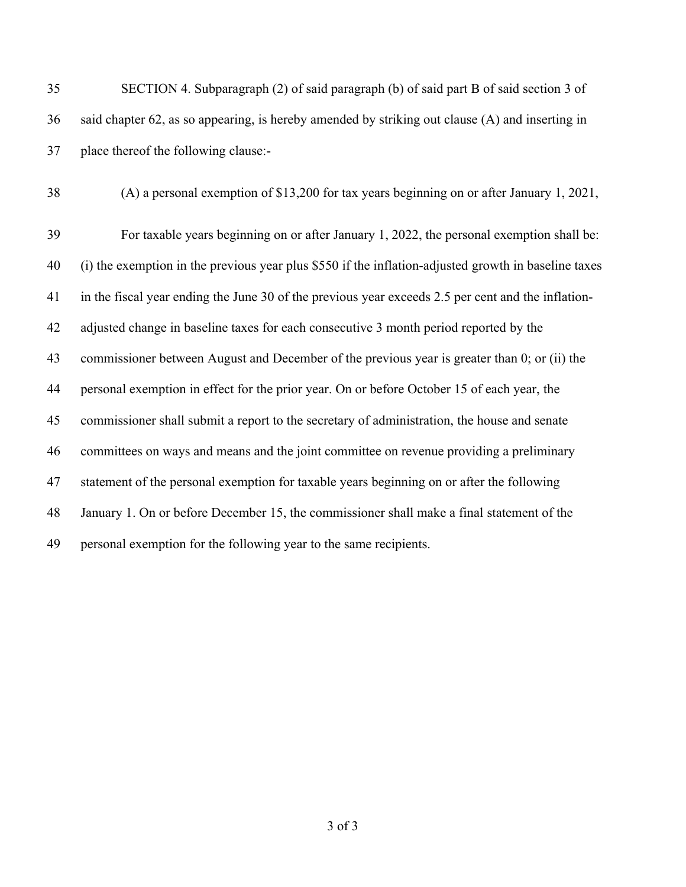SECTION 4. Subparagraph (2) of said paragraph (b) of said part B of said section 3 of said chapter 62, as so appearing, is hereby amended by striking out clause (A) and inserting in place thereof the following clause:-

(A) a personal exemption of $13,200 for tax years beginning on or after January 1, 2021,

For taxable years beginning on or after January 1, 2022, the personal exemption shall be: (i) the exemption in the previous year plus $550 if the inflation-adjusted growth in baseline taxes in the fiscal year ending the June 30 of the previous year exceeds 2.5 per cent and the inflation-adjusted change in baseline taxes for each consecutive 3 month period reported by the commissioner between August and December of the previous year is greater than 0; or (ii) the personal exemption in effect for the prior year. On or before October 15 of each year, the commissioner shall submit a report to the secretary of administration, the house and senate committees on ways and means and the joint committee on revenue providing a preliminary statement of the personal exemption for taxable years beginning on or after the following January 1. On or before December 15, the commissioner shall make a final statement of the personal exemption for the following year to the same recipients.